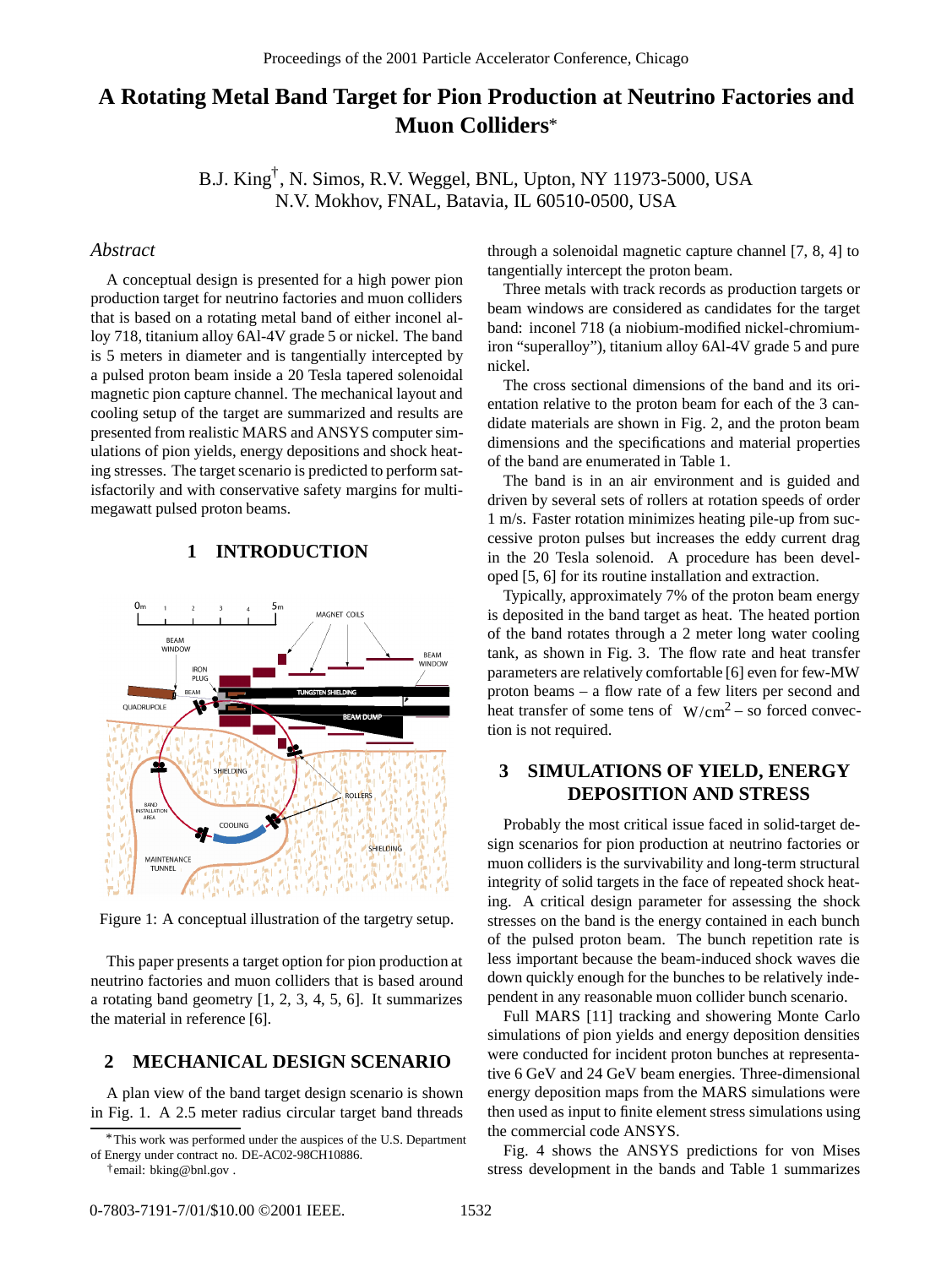# A Rotating Metal Band Target for Pion Production at Neutrino Factories and Muon Colliders*

B.J. King[†], N. Simos, R.V. Weggel, BNL, Upton, NY 11973-5000, USA
N.V. Mokhov, FNAL, Batavia, IL 60510-0500, USA

## *Abstract*

A conceptual design is presented for a high power pion production target for neutrino factories and muon colliders that is based on a rotating metal band of either inconel alloy 718, titanium alloy 6Al-4V grade 5 or nickel. The band is 5 meters in diameter and is tangentially intercepted by a pulsed proton beam inside a 20 Tesla tapered solenoidal magnetic pion capture channel. The mechanical layout and cooling setup of the target are summarized and results are presented from realistic MARS and ANSYS computer simulations of pion yields, energy depositions and shock heating stresses. The target scenario is predicted to perform satisfactorily and with conservative safety margins for multi-megawatt pulsed proton beams.

## 1 INTRODUCTION

Figure 1: A conceptual illustration of the targetry setup.

This paper presents a target option for pion production at neutrino factories and muon colliders that is based around a rotating band geometry [1, 2, 3, 4, 5, 6]. It summarizes the material in reference [6].

## 2 MECHANICAL DESIGN SCENARIO

A plan view of the band target design scenario is shown in Fig. 1. A 2.5 meter radius circular target band threads through a solenoidal magnetic capture channel [7, 8, 4] to tangentially intercept the proton beam.

Three metals with track records as production targets or beam windows are considered as candidates for the target band: inconel 718 (a niobium-modified nickel-chromium-iron "superalloy"), titanium alloy 6Al-4V grade 5 and pure nickel.

The cross sectional dimensions of the band and its orientation relative to the proton beam for each of the 3 candidate materials are shown in Fig. 2, and the proton beam dimensions and the specifications and material properties of the band are enumerated in Table 1.

The band is in an air environment and is guided and driven by several sets of rollers at rotation speeds of order 1 m/s. Faster rotation minimizes heating pile-up from successive proton pulses but increases the eddy current drag in the 20 Tesla solenoid. A procedure has been developed [5, 6] for its routine installation and extraction.

Typically, approximately 7% of the proton beam energy is deposited in the band target as heat. The heated portion of the band rotates through a 2 meter long water cooling tank, as shown in Fig. 3. The flow rate and heat transfer parameters are relatively comfortable [6] even for few-MW proton beams – a flow rate of a few liters per second and heat transfer of some tens of $\mathrm{W/cm^2}$ – so forced convection is not required.

## 3 SIMULATIONS OF YIELD, ENERGY DEPOSITION AND STRESS

Probably the most critical issue faced in solid-target design scenarios for pion production at neutrino factories or muon colliders is the survivability and long-term structural integrity of solid targets in the face of repeated shock heating. A critical design parameter for assessing the shock stresses on the band is the energy contained in each bunch of the pulsed proton beam. The bunch repetition rate is less important because the beam-induced shock waves die down quickly enough for the bunches to be relatively independent in any reasonable muon collider bunch scenario.

Full MARS [11] tracking and showering Monte Carlo simulations of pion yields and energy deposition densities were conducted for incident proton bunches at representative 6 GeV and 24 GeV beam energies. Three-dimensional energy deposition maps from the MARS simulations were then used as input to finite element stress simulations using the commercial code ANSYS.

Fig. 4 shows the ANSYS predictions for von Mises stress development in the bands and Table 1 summarizes

*This work was performed under the auspices of the U.S. Department of Energy under contract no. DE-AC02-98CH10886.

†email: bking@bnl.gov .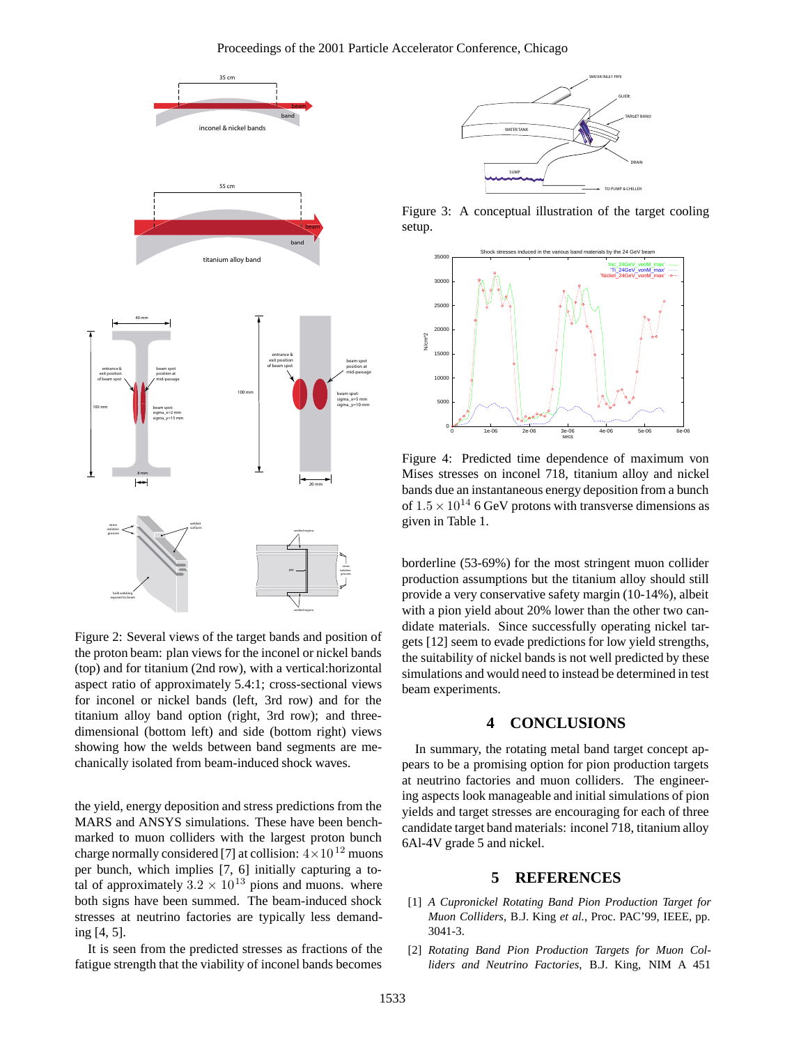Figure 2: Several views of the target bands and position of the proton beam: plan views for the inconel or nickel bands (top) and for titanium (2nd row), with a vertical:horizontal aspect ratio of approximately 5.4:1; cross-sectional views for inconel or nickel bands (left, 3rd row) and for the titanium alloy band option (right, 3rd row); and three-dimensional (bottom left) and side (bottom right) views showing how the welds between band segments are mechanically isolated from beam-induced shock waves.

the yield, energy deposition and stress predictions from the MARS and ANSYS simulations. These have been benchmarked to muon colliders with the largest proton bunch charge normally considered [7] at collision: $4\times10^{12}$ muons per bunch, which implies [7, 6] initially capturing a total of approximately $3.2 \times 10^{13}$ pions and muons. where both signs have been summed. The beam-induced shock stresses at neutrino factories are typically less demanding [4, 5].

It is seen from the predicted stresses as fractions of the fatigue strength that the viability of inconel bands becomes borderline (53-69%) for the most stringent muon collider production assumptions but the titanium alloy should still provide a very conservative safety margin (10-14%), albeit with a pion yield about 20% lower than the other two candidate materials. Since successfully operating nickel targets [12] seem to evade predictions for low yield strengths, the suitability of nickel bands is not well predicted by these simulations and would need to instead be determined in test beam experiments.

Figure 3: A conceptual illustration of the target cooling setup.

Figure 4: Predicted time dependence of maximum von Mises stresses on inconel 718, titanium alloy and nickel bands due an instantaneous energy deposition from a bunch of $1.5 \times 10^{14}$ 6 GeV protons with transverse dimensions as given in Table 1.

## 4 CONCLUSIONS

In summary, the rotating metal band target concept appears to be a promising option for pion production targets at neutrino factories and muon colliders. The engineering aspects look manageable and initial simulations of pion yields and target stresses are encouraging for each of three candidate target band materials: inconel 718, titanium alloy 6Al-4V grade 5 and nickel.

## 5 REFERENCES

[1] *A Cupronickel Rotating Band Pion Production Target for Muon Colliders*, B.J. King *et al.*, Proc. PAC'99, IEEE, pp. 3041-3.

[2] *Rotating Band Pion Production Targets for Muon Colliders and Neutrino Factories*, B.J. King, NIM A 451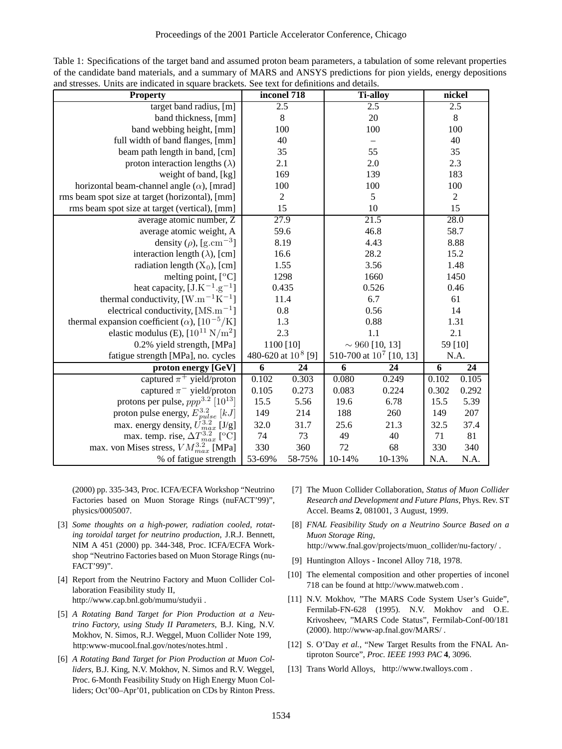Table 1: Specifications of the target band and assumed proton beam parameters, a tabulation of some relevant properties of the candidate band materials, and a summary of MARS and ANSYS predictions for pion yields, energy depositions and stresses. Units are indicated in square brackets. See text for definitions and details.

| Property | inconel 718 | | Ti-alloy | | nickel | |
|---|---|---|---|---|---|---|
| target band radius, [m] | 2.5 | | 2.5 | | 2.5 | |
| band thickness, [mm] | 8 | | 20 | | 8 | |
| band webbing height, [mm] | 100 | | 100 | | 100 | |
| full width of band flanges, [mm] | 40 | | – | | 40 | |
| beam path length in band, [cm] | 35 | | 55 | | 35 | |
| proton interaction lengths ($\lambda$) | 2.1 | | 2.0 | | 2.3 | |
| weight of band, [kg] | 169 | | 139 | | 183 | |
| horizontal beam-channel angle ($\alpha$), [mrad] | 100 | | 100 | | 100 | |
| rms beam spot size at target (horizontal), [mm] | 2 | | 5 | | 2 | |
| rms beam spot size at target (vertical), [mm] | 15 | | 10 | | 15 | |
| average atomic number, Z | 27.9 | | 21.5 | | 28.0 | |
| average atomic weight, A | 59.6 | | 46.8 | | 58.7 | |
| density ($\rho$), [$\mathrm{g.cm^{-3}}$] | 8.19 | | 4.43 | | 8.88 | |
| interaction length ($\lambda$), [cm] | 16.6 | | 28.2 | | 15.2 | |
| radiation length ($X_0$), [cm] | 1.55 | | 3.56 | | 1.48 | |
| melting point, [$^o$C] | 1298 | | 1660 | | 1450 | |
| heat capacity, [$\mathrm{J.K^{-1}.g^{-1}}$] | 0.435 | | 0.526 | | 0.46 | |
| thermal conductivity, [$\mathrm{W.m^{-1}K^{-1}}$] | 11.4 | | 6.7 | | 61 | |
| electrical conductivity, [$\mathrm{MS.m^{-1}}$] | 0.8 | | 0.56 | | 14 | |
| thermal expansion coefficient ($\alpha$), [$10^{-5}$/K] | 1.3 | | 0.88 | | 1.31 | |
| elastic modulus (E), [$10^{11}\ \mathrm{N/m^2}$] | 2.3 | | 1.1 | | 2.1 | |
| 0.2% yield strength, [MPa] | 1100 [10] | | $\sim 960$ [10, 13] | | 59 [10] | |
| fatigue strength [MPa], no. cycles | 480-620 at $10^8$ [9] | | 510-700 at $10^7$ [10, 13] | | N.A. | |
| **proton energy [GeV]** | **6** | **24** | **6** | **24** | **6** | **24** |
| captured $\pi^+$ yield/proton | 0.102 | 0.303 | 0.080 | 0.249 | 0.102 | 0.105 |
| captured $\pi^-$ yield/proton | 0.105 | 0.273 | 0.083 | 0.224 | 0.302 | 0.292 |
| protons per pulse, $ppp^{3.2}$ [$10^{13}$] | 15.5 | 5.56 | 19.6 | 6.78 | 15.5 | 5.39 |
| proton pulse energy, $E^{3.2}_{pulse}$ [$kJ$] | 149 | 214 | 188 | 260 | 149 | 207 |
| max. energy density, $U^{3.2}_{max}$ [J/g] | 32.0 | 31.7 | 25.6 | 21.3 | 32.5 | 37.4 |
| max. temp. rise, $\Delta T^{3.2}_{max}$ [$^o$C] | 74 | 73 | 49 | 40 | 71 | 81 |
| max. von Mises stress, $VM^{3.2}_{max}$ [MPa] | 330 | 360 | 72 | 68 | 330 | 340 |
| % of fatigue strength | 53-69% | 58-75% | 10-14% | 10-13% | N.A. | N.A. |

(2000) pp. 335-343, Proc. ICFA/ECFA Workshop "Neutrino Factories based on Muon Storage Rings (nuFACT'99)", physics/0005007.

[3] *Some thoughts on a high-power, radiation cooled, rotating toroidal target for neutrino production*, J.R.J. Bennett, NIM A 451 (2000) pp. 344-348, Proc. ICFA/ECFA Workshop "Neutrino Factories based on Muon Storage Rings (nuFACT'99)".

[4] Report from the Neutrino Factory and Muon Collider Collaboration Feasibility study II, http://www.cap.bnl.gob/mumu/studyii .

[5] *A Rotating Band Target for Pion Production at a Neutrino Factory, using Study II Parameters*, B.J. King, N.V. Mokhov, N. Simos, R.J. Weggel, Muon Collider Note 199, http:www-mucool.fnal.gov/notes/notes.html .

[6] *A Rotating Band Target for Pion Production at Muon Colliders*, B.J. King, N.V. Mokhov, N. Simos and R.V. Weggel, Proc. 6-Month Feasibility Study on High Energy Muon Colliders; Oct'00–Apr'01, publication on CDs by Rinton Press.

[7] The Muon Collider Collaboration, *Status of Muon Collider Research and Development and Future Plans*, Phys. Rev. ST Accel. Beams **2**, 081001, 3 August, 1999.

[8] *FNAL Feasibility Study on a Neutrino Source Based on a Muon Storage Ring*, http://www.fnal.gov/projects/muon_collider/nu-factory/ .

[9] Huntington Alloys - Inconel Alloy 718, 1978.

[10] The elemental composition and other properties of inconel 718 can be found at http://www.matweb.com .

[11] N.V. Mokhov, "The MARS Code System User's Guide", Fermilab-FN-628 (1995). N.V. Mokhov and O.E. Krivosheev, "MARS Code Status", Fermilab-Conf-00/181 (2000). http://www-ap.fnal.gov/MARS/ .

[12] S. O'Day *et al.*, "New Target Results from the FNAL Antiproton Source", *Proc. IEEE 1993 PAC* **4**, 3096.

[13] Trans World Alloys, http://www.twalloys.com .